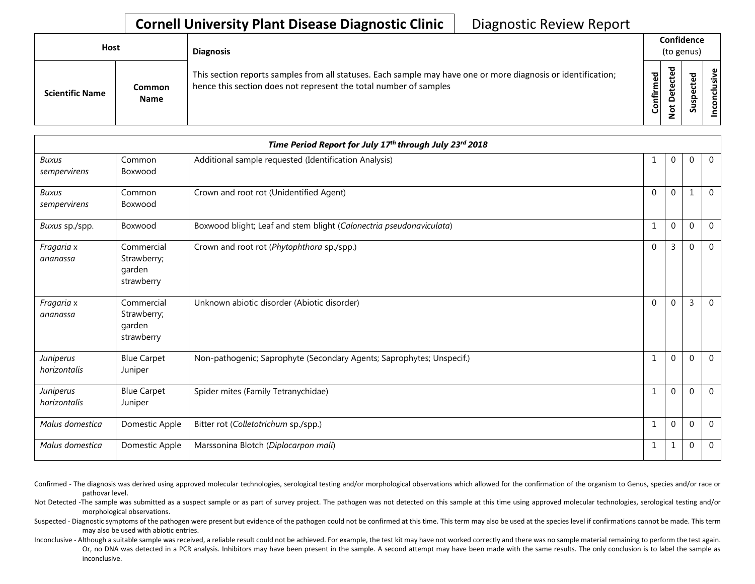# Cornell University Plant Disease Diagnostic Clinic

Diagnostic Review Report

| Host | | Diagnosis | Confidence (to genus) | | | |
|---|---|---|---|---|---|---|
| Scientific Name | Common Name | This section reports samples from all statuses. Each sample may have one or more diagnosis or identification; hence this section does not represent the total number of samples | Confirmed | Not Detected | Suspected | Inconclusive |
| ***Time Period Report for July 17th through July 23rd 2018*** | | | | | | |
| *Buxus sempervirens* | Common Boxwood | Additional sample requested (Identification Analysis) | 1 | 0 | 0 | 0 |
| *Buxus sempervirens* | Common Boxwood | Crown and root rot (Unidentified Agent) | 0 | 0 | 1 | 0 |
| *Buxus* sp./spp. | Boxwood | Boxwood blight; Leaf and stem blight (*Calonectria pseudonaviculata*) | 1 | 0 | 0 | 0 |
| *Fragaria* x *ananassa* | Commercial Strawberry; garden strawberry | Crown and root rot (*Phytophthora* sp./spp.) | 0 | 3 | 0 | 0 |
| *Fragaria* x *ananassa* | Commercial Strawberry; garden strawberry | Unknown abiotic disorder (Abiotic disorder) | 0 | 0 | 3 | 0 |
| *Juniperus horizontalis* | Blue Carpet Juniper | Non-pathogenic; Saprophyte (Secondary Agents; Saprophytes; Unspecif.) | 1 | 0 | 0 | 0 |
| *Juniperus horizontalis* | Blue Carpet Juniper | Spider mites (Family Tetranychidae) | 1 | 0 | 0 | 0 |
| *Malus domestica* | Domestic Apple | Bitter rot (*Colletotrichum* sp./spp.) | 1 | 0 | 0 | 0 |
| *Malus domestica* | Domestic Apple | Marssonina Blotch (*Diplocarpon mali*) | 1 | 1 | 0 | 0 |

Confirmed - The diagnosis was derived using approved molecular technologies, serological testing and/or morphological observations which allowed for the confirmation of the organism to Genus, species and/or race or pathovar level.

Not Detected -The sample was submitted as a suspect sample or as part of survey project. The pathogen was not detected on this sample at this time using approved molecular technologies, serological testing and/or morphological observations.

Suspected - Diagnostic symptoms of the pathogen were present but evidence of the pathogen could not be confirmed at this time. This term may also be used at the species level if confirmations cannot be made. This term may also be used with abiotic entries.

Inconclusive - Although a suitable sample was received, a reliable result could not be achieved. For example, the test kit may have not worked correctly and there was no sample material remaining to perform the test again. Or, no DNA was detected in a PCR analysis. Inhibitors may have been present in the sample. A second attempt may have been made with the same results. The only conclusion is to label the sample as inconclusive.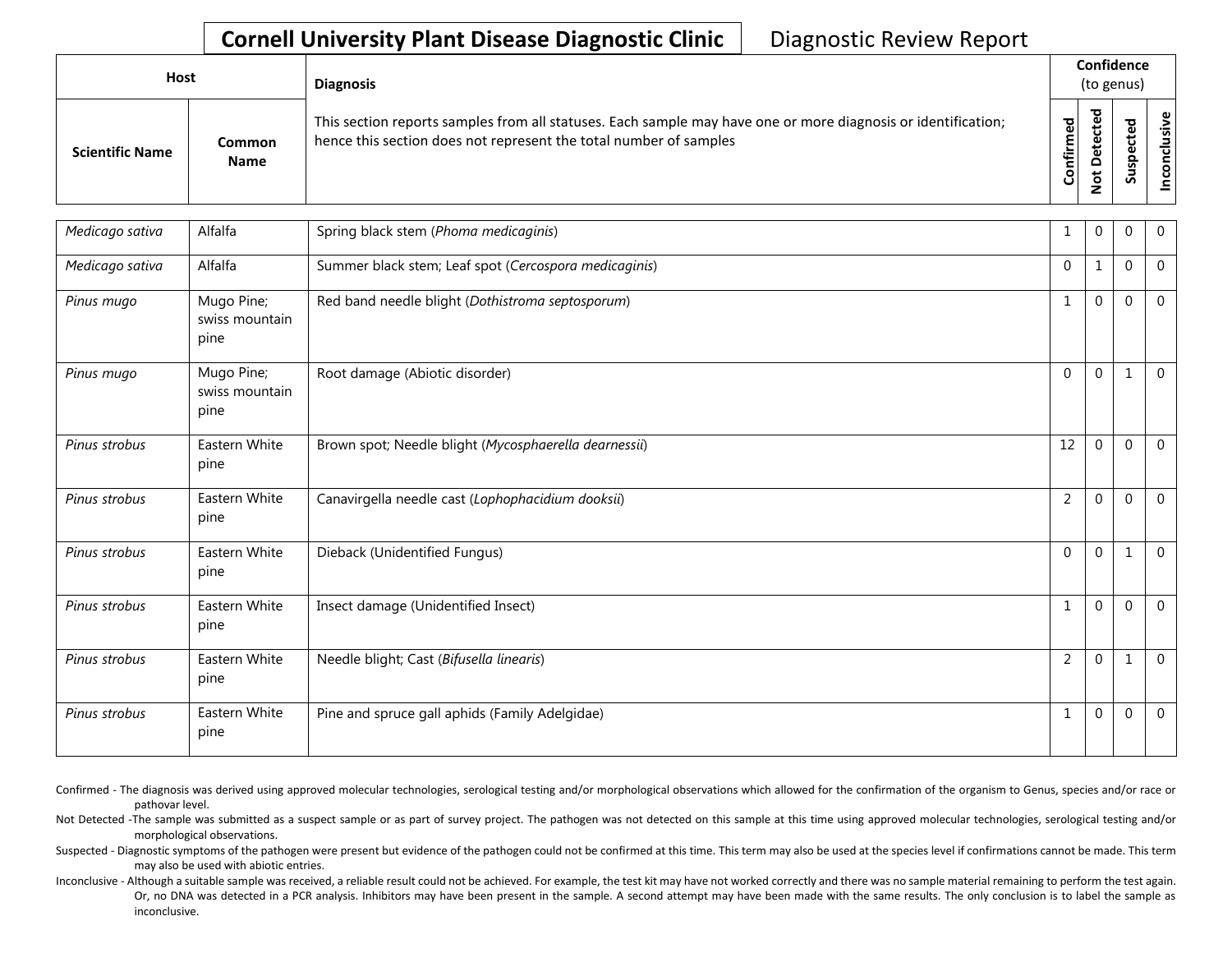# Cornell University Plant Disease Diagnostic Clinic

Diagnostic Review Report

| Host | | Diagnosis | Confidence (to genus) | | | |
|---|---|---|---|---|---|---|
| Scientific Name | Common Name | This section reports samples from all statuses. Each sample may have one or more diagnosis or identification; hence this section does not represent the total number of samples | Confirmed | Not Detected | Suspected | Inconclusive |
| *Medicago sativa* | Alfalfa | Spring black stem (*Phoma medicaginis*) | 1 | 0 | 0 | 0 |
| *Medicago sativa* | Alfalfa | Summer black stem; Leaf spot (*Cercospora medicaginis*) | 0 | 1 | 0 | 0 |
| *Pinus mugo* | Mugo Pine; swiss mountain pine | Red band needle blight (*Dothistroma septosporum*) | 1 | 0 | 0 | 0 |
| *Pinus mugo* | Mugo Pine; swiss mountain pine | Root damage (Abiotic disorder) | 0 | 0 | 1 | 0 |
| *Pinus strobus* | Eastern White pine | Brown spot; Needle blight (*Mycosphaerella dearnessii*) | 12 | 0 | 0 | 0 |
| *Pinus strobus* | Eastern White pine | Canavirgella needle cast (*Lophophacidium dooksii*) | 2 | 0 | 0 | 0 |
| *Pinus strobus* | Eastern White pine | Dieback (Unidentified Fungus) | 0 | 0 | 1 | 0 |
| *Pinus strobus* | Eastern White pine | Insect damage (Unidentified Insect) | 1 | 0 | 0 | 0 |
| *Pinus strobus* | Eastern White pine | Needle blight; Cast (*Bifusella linearis*) | 2 | 0 | 1 | 0 |
| *Pinus strobus* | Eastern White pine | Pine and spruce gall aphids (Family Adelgidae) | 1 | 0 | 0 | 0 |

Confirmed - The diagnosis was derived using approved molecular technologies, serological testing and/or morphological observations which allowed for the confirmation of the organism to Genus, species and/or race or pathovar level.

Not Detected -The sample was submitted as a suspect sample or as part of survey project. The pathogen was not detected on this sample at this time using approved molecular technologies, serological testing and/or morphological observations.

Suspected - Diagnostic symptoms of the pathogen were present but evidence of the pathogen could not be confirmed at this time. This term may also be used at the species level if confirmations cannot be made. This term may also be used with abiotic entries.

Inconclusive - Although a suitable sample was received, a reliable result could not be achieved. For example, the test kit may have not worked correctly and there was no sample material remaining to perform the test again. Or, no DNA was detected in a PCR analysis. Inhibitors may have been present in the sample. A second attempt may have been made with the same results. The only conclusion is to label the sample as inconclusive.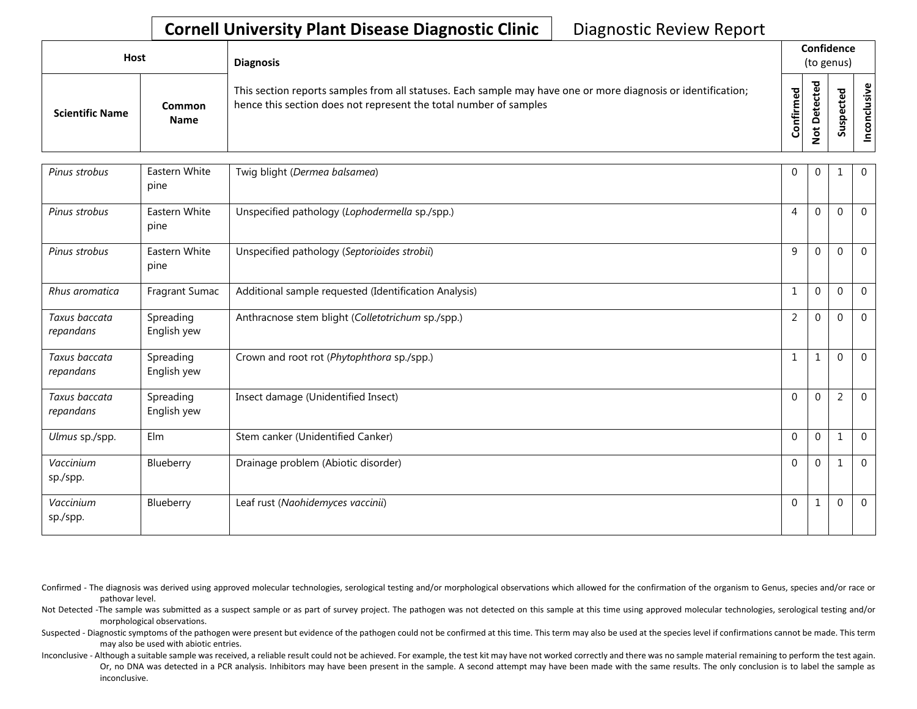# Cornell University Plant Disease Diagnostic Clinic

Diagnostic Review Report

| Host | | Diagnosis | Confidence (to genus) | | | |
|---|---|---|---|---|---|---|
| Scientific Name | Common Name | This section reports samples from all statuses. Each sample may have one or more diagnosis or identification; hence this section does not represent the total number of samples | Confirmed | Not Detected | Suspected | Inconclusive |
| *Pinus strobus* | Eastern White pine | Twig blight (*Dermea balsamea*) | 0 | 0 | 1 | 0 |
| *Pinus strobus* | Eastern White pine | Unspecified pathology (*Lophodermella* sp./spp.) | 4 | 0 | 0 | 0 |
| *Pinus strobus* | Eastern White pine | Unspecified pathology (*Septorioides strobii*) | 9 | 0 | 0 | 0 |
| *Rhus aromatica* | Fragrant Sumac | Additional sample requested (Identification Analysis) | 1 | 0 | 0 | 0 |
| *Taxus baccata repandans* | Spreading English yew | Anthracnose stem blight (*Colletotrichum* sp./spp.) | 2 | 0 | 0 | 0 |
| *Taxus baccata repandans* | Spreading English yew | Crown and root rot (*Phytophthora* sp./spp.) | 1 | 1 | 0 | 0 |
| *Taxus baccata repandans* | Spreading English yew | Insect damage (Unidentified Insect) | 0 | 0 | 2 | 0 |
| *Ulmus* sp./spp. | Elm | Stem canker (Unidentified Canker) | 0 | 0 | 1 | 0 |
| *Vaccinium* sp./spp. | Blueberry | Drainage problem (Abiotic disorder) | 0 | 0 | 1 | 0 |
| *Vaccinium* sp./spp. | Blueberry | Leaf rust (*Naohidemyces vaccinii*) | 0 | 1 | 0 | 0 |

Confirmed - The diagnosis was derived using approved molecular technologies, serological testing and/or morphological observations which allowed for the confirmation of the organism to Genus, species and/or race or pathovar level.

Not Detected -The sample was submitted as a suspect sample or as part of survey project. The pathogen was not detected on this sample at this time using approved molecular technologies, serological testing and/or morphological observations.

Suspected - Diagnostic symptoms of the pathogen were present but evidence of the pathogen could not be confirmed at this time. This term may also be used at the species level if confirmations cannot be made. This term may also be used with abiotic entries.

Inconclusive - Although a suitable sample was received, a reliable result could not be achieved. For example, the test kit may have not worked correctly and there was no sample material remaining to perform the test again. Or, no DNA was detected in a PCR analysis. Inhibitors may have been present in the sample. A second attempt may have been made with the same results. The only conclusion is to label the sample as inconclusive.